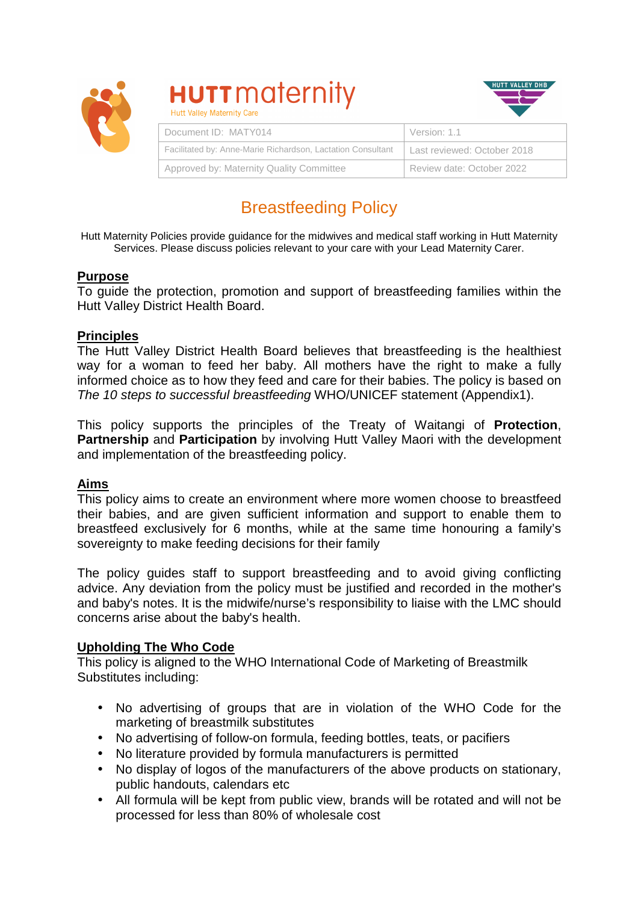# HUTT maternity

Hutt Valley Maternity Care

HUTT VALLEY DHB

| Document ID: MATY014 | Version: 1.1 |
|---|---|
| Facilitated by: Anne-Marie Richardson, Lactation Consultant | Last reviewed: October 2018 |
| Approved by: Maternity Quality Committee | Review date: October 2022 |

## Breastfeeding Policy

Hutt Maternity Policies provide guidance for the midwives and medical staff working in Hutt Maternity Services. Please discuss policies relevant to your care with your Lead Maternity Carer.

### Purpose

To guide the protection, promotion and support of breastfeeding families within the Hutt Valley District Health Board.

### Principles

The Hutt Valley District Health Board believes that breastfeeding is the healthiest way for a woman to feed her baby. All mothers have the right to make a fully informed choice as to how they feed and care for their babies. The policy is based on *The 10 steps to successful breastfeeding* WHO/UNICEF statement (Appendix1).

This policy supports the principles of the Treaty of Waitangi of **Protection**, **Partnership** and **Participation** by involving Hutt Valley Maori with the development and implementation of the breastfeeding policy.

### Aims

This policy aims to create an environment where more women choose to breastfeed their babies, and are given sufficient information and support to enable them to breastfeed exclusively for 6 months, while at the same time honouring a family's sovereignty to make feeding decisions for their family

The policy guides staff to support breastfeeding and to avoid giving conflicting advice. Any deviation from the policy must be justified and recorded in the mother's and baby's notes. It is the midwife/nurse's responsibility to liaise with the LMC should concerns arise about the baby's health.

### Upholding The Who Code

This policy is aligned to the WHO International Code of Marketing of Breastmilk Substitutes including:

- No advertising of groups that are in violation of the WHO Code for the marketing of breastmilk substitutes
- No advertising of follow-on formula, feeding bottles, teats, or pacifiers
- No literature provided by formula manufacturers is permitted
- No display of logos of the manufacturers of the above products on stationary, public handouts, calendars etc
- All formula will be kept from public view, brands will be rotated and will not be processed for less than 80% of wholesale cost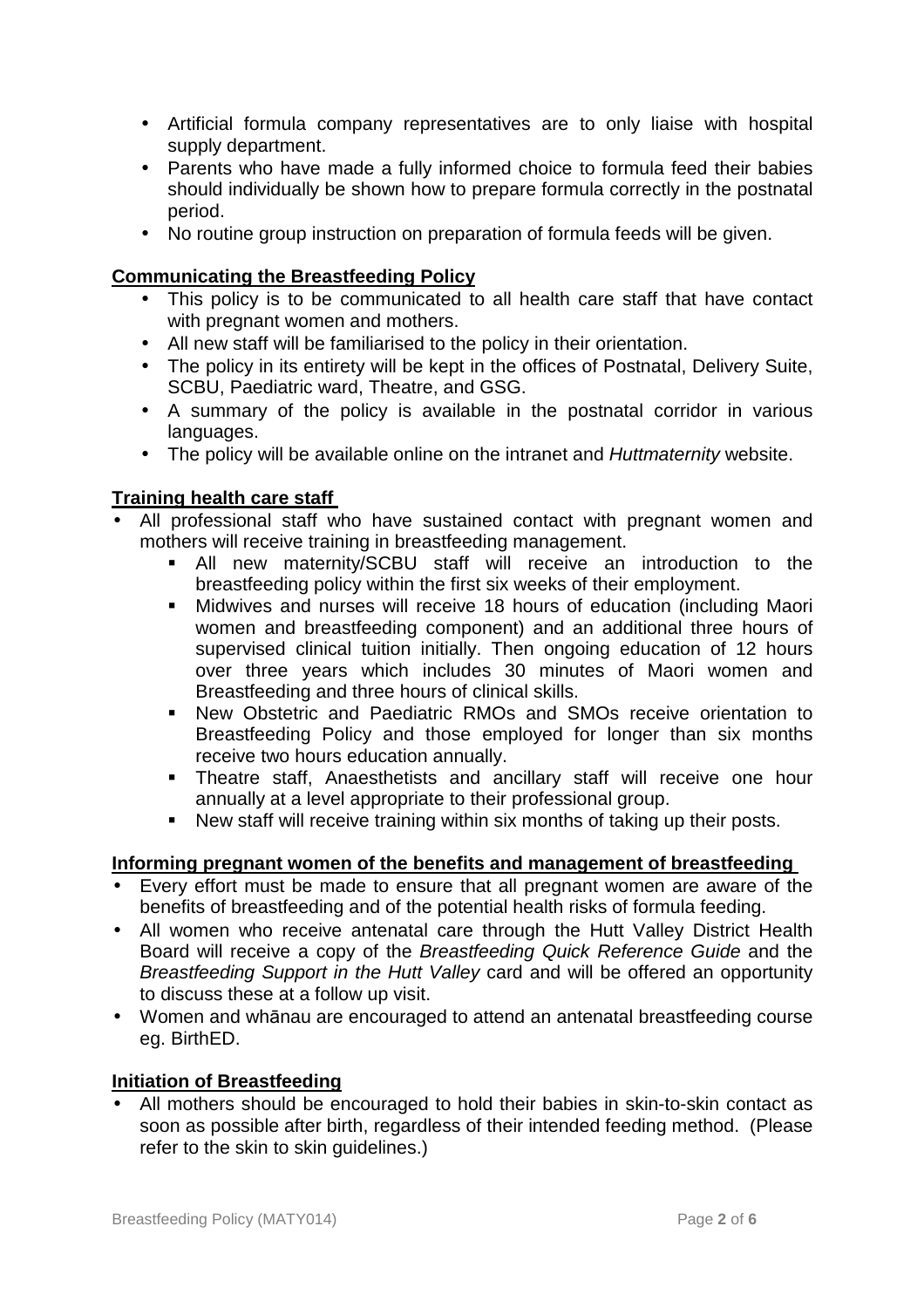- Artificial formula company representatives are to only liaise with hospital supply department.
- Parents who have made a fully informed choice to formula feed their babies should individually be shown how to prepare formula correctly in the postnatal period.
- No routine group instruction on preparation of formula feeds will be given.

**Communicating the Breastfeeding Policy**

- This policy is to be communicated to all health care staff that have contact with pregnant women and mothers.
- All new staff will be familiarised to the policy in their orientation.
- The policy in its entirety will be kept in the offices of Postnatal, Delivery Suite, SCBU, Paediatric ward, Theatre, and GSG.
- A summary of the policy is available in the postnatal corridor in various languages.
- The policy will be available online on the intranet and *Huttmaternity* website.

**Training health care staff**

- All professional staff who have sustained contact with pregnant women and mothers will receive training in breastfeeding management.
  - All new maternity/SCBU staff will receive an introduction to the breastfeeding policy within the first six weeks of their employment.
  - Midwives and nurses will receive 18 hours of education (including Maori women and breastfeeding component) and an additional three hours of supervised clinical tuition initially. Then ongoing education of 12 hours over three years which includes 30 minutes of Maori women and Breastfeeding and three hours of clinical skills.
  - New Obstetric and Paediatric RMOs and SMOs receive orientation to Breastfeeding Policy and those employed for longer than six months receive two hours education annually.
  - Theatre staff, Anaesthetists and ancillary staff will receive one hour annually at a level appropriate to their professional group.
  - New staff will receive training within six months of taking up their posts.

**Informing pregnant women of the benefits and management of breastfeeding**

- Every effort must be made to ensure that all pregnant women are aware of the benefits of breastfeeding and of the potential health risks of formula feeding.
- All women who receive antenatal care through the Hutt Valley District Health Board will receive a copy of the *Breastfeeding Quick Reference Guide* and the *Breastfeeding Support in the Hutt Valley* card and will be offered an opportunity to discuss these at a follow up visit.
- Women and whānau are encouraged to attend an antenatal breastfeeding course eg. BirthED.

**Initiation of Breastfeeding**

- All mothers should be encouraged to hold their babies in skin-to-skin contact as soon as possible after birth, regardless of their intended feeding method. (Please refer to the skin to skin guidelines.)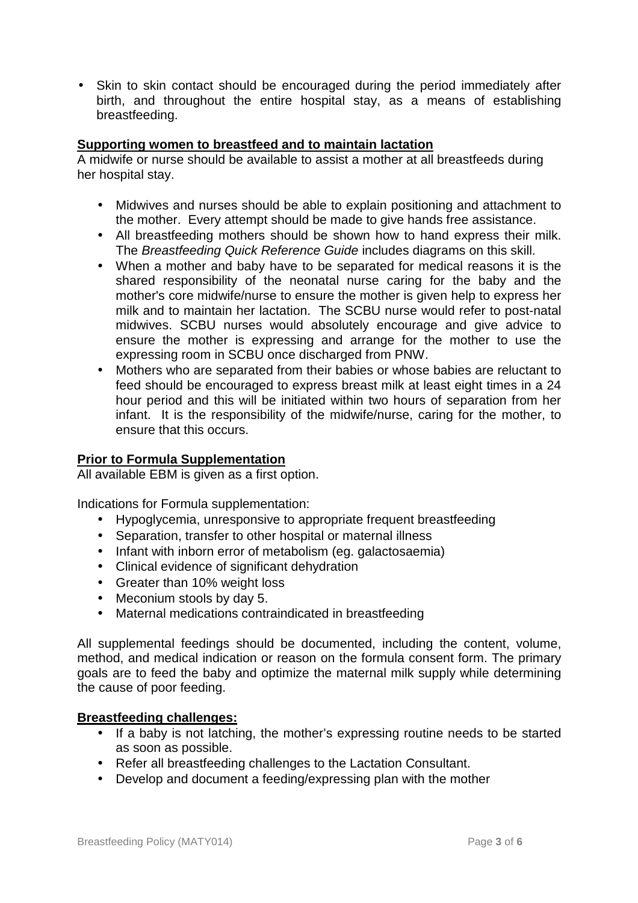- Skin to skin contact should be encouraged during the period immediately after birth, and throughout the entire hospital stay, as a means of establishing breastfeeding.

**Supporting women to breastfeed and to maintain lactation**

A midwife or nurse should be available to assist a mother at all breastfeeds during her hospital stay.

- Midwives and nurses should be able to explain positioning and attachment to the mother. Every attempt should be made to give hands free assistance.
- All breastfeeding mothers should be shown how to hand express their milk. The *Breastfeeding Quick Reference Guide* includes diagrams on this skill.
- When a mother and baby have to be separated for medical reasons it is the shared responsibility of the neonatal nurse caring for the baby and the mother's core midwife/nurse to ensure the mother is given help to express her milk and to maintain her lactation. The SCBU nurse would refer to post-natal midwives. SCBU nurses would absolutely encourage and give advice to ensure the mother is expressing and arrange for the mother to use the expressing room in SCBU once discharged from PNW.
- Mothers who are separated from their babies or whose babies are reluctant to feed should be encouraged to express breast milk at least eight times in a 24 hour period and this will be initiated within two hours of separation from her infant. It is the responsibility of the midwife/nurse, caring for the mother, to ensure that this occurs.

**Prior to Formula Supplementation**

All available EBM is given as a first option.

Indications for Formula supplementation:

- Hypoglycemia, unresponsive to appropriate frequent breastfeeding
- Separation, transfer to other hospital or maternal illness
- Infant with inborn error of metabolism (eg. galactosaemia)
- Clinical evidence of significant dehydration
- Greater than 10% weight loss
- Meconium stools by day 5.
- Maternal medications contraindicated in breastfeeding

All supplemental feedings should be documented, including the content, volume, method, and medical indication or reason on the formula consent form. The primary goals are to feed the baby and optimize the maternal milk supply while determining the cause of poor feeding.

**Breastfeeding challenges:**

- If a baby is not latching, the mother's expressing routine needs to be started as soon as possible.
- Refer all breastfeeding challenges to the Lactation Consultant.
- Develop and document a feeding/expressing plan with the mother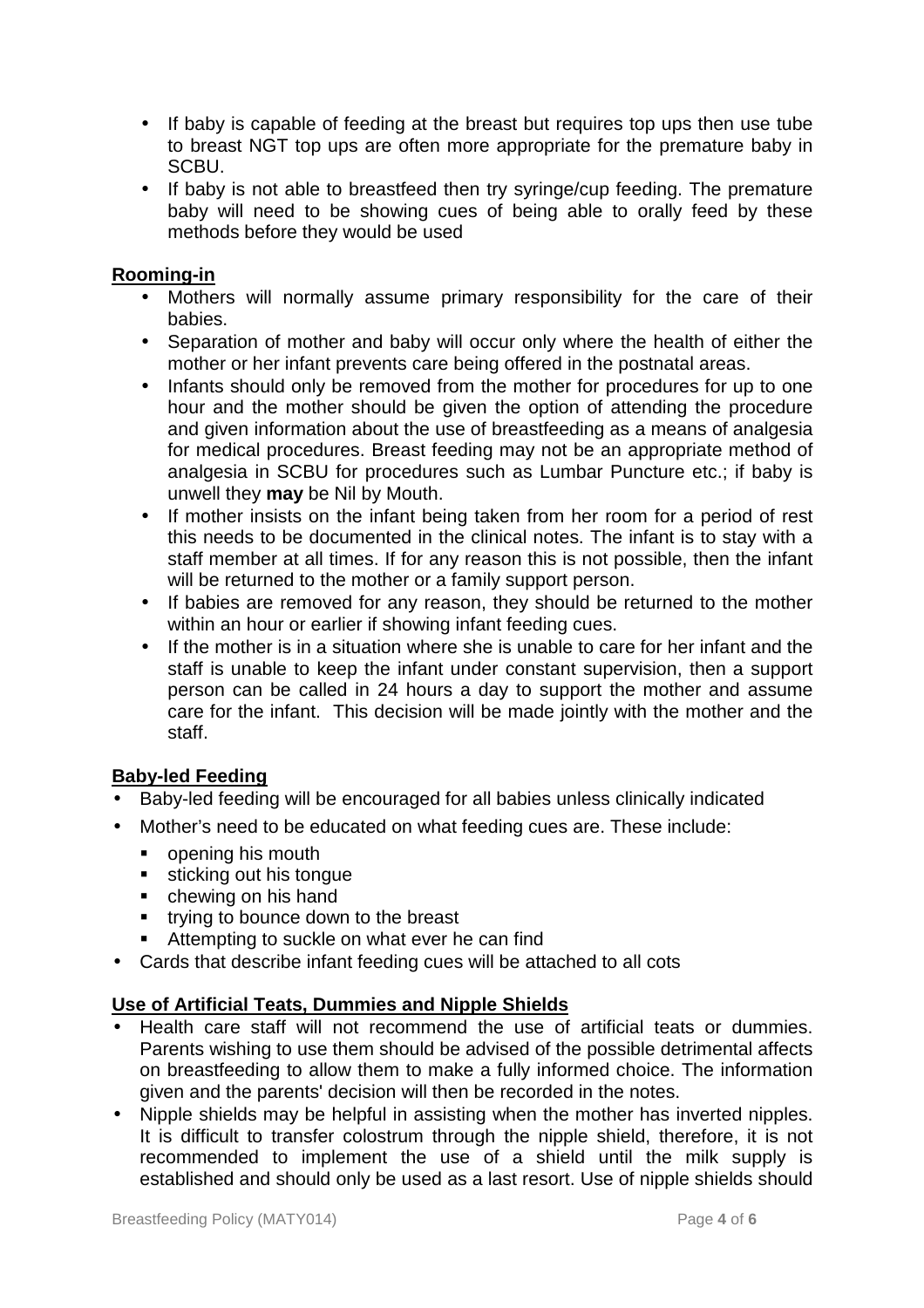- If baby is capable of feeding at the breast but requires top ups then use tube to breast NGT top ups are often more appropriate for the premature baby in SCBU.
- If baby is not able to breastfeed then try syringe/cup feeding. The premature baby will need to be showing cues of being able to orally feed by these methods before they would be used

**Rooming-in**

- Mothers will normally assume primary responsibility for the care of their babies.
- Separation of mother and baby will occur only where the health of either the mother or her infant prevents care being offered in the postnatal areas.
- Infants should only be removed from the mother for procedures for up to one hour and the mother should be given the option of attending the procedure and given information about the use of breastfeeding as a means of analgesia for medical procedures. Breast feeding may not be an appropriate method of analgesia in SCBU for procedures such as Lumbar Puncture etc.; if baby is unwell they **may** be Nil by Mouth.
- If mother insists on the infant being taken from her room for a period of rest this needs to be documented in the clinical notes. The infant is to stay with a staff member at all times. If for any reason this is not possible, then the infant will be returned to the mother or a family support person.
- If babies are removed for any reason, they should be returned to the mother within an hour or earlier if showing infant feeding cues.
- If the mother is in a situation where she is unable to care for her infant and the staff is unable to keep the infant under constant supervision, then a support person can be called in 24 hours a day to support the mother and assume care for the infant. This decision will be made jointly with the mother and the staff.

**Baby-led Feeding**

- Baby-led feeding will be encouraged for all babies unless clinically indicated
- Mother's need to be educated on what feeding cues are. These include:
  - opening his mouth
  - sticking out his tongue
  - chewing on his hand
  - trying to bounce down to the breast
  - Attempting to suckle on what ever he can find
- Cards that describe infant feeding cues will be attached to all cots

**Use of Artificial Teats, Dummies and Nipple Shields**

- Health care staff will not recommend the use of artificial teats or dummies. Parents wishing to use them should be advised of the possible detrimental affects on breastfeeding to allow them to make a fully informed choice. The information given and the parents' decision will then be recorded in the notes.
- Nipple shields may be helpful in assisting when the mother has inverted nipples. It is difficult to transfer colostrum through the nipple shield, therefore, it is not recommended to implement the use of a shield until the milk supply is established and should only be used as a last resort. Use of nipple shields should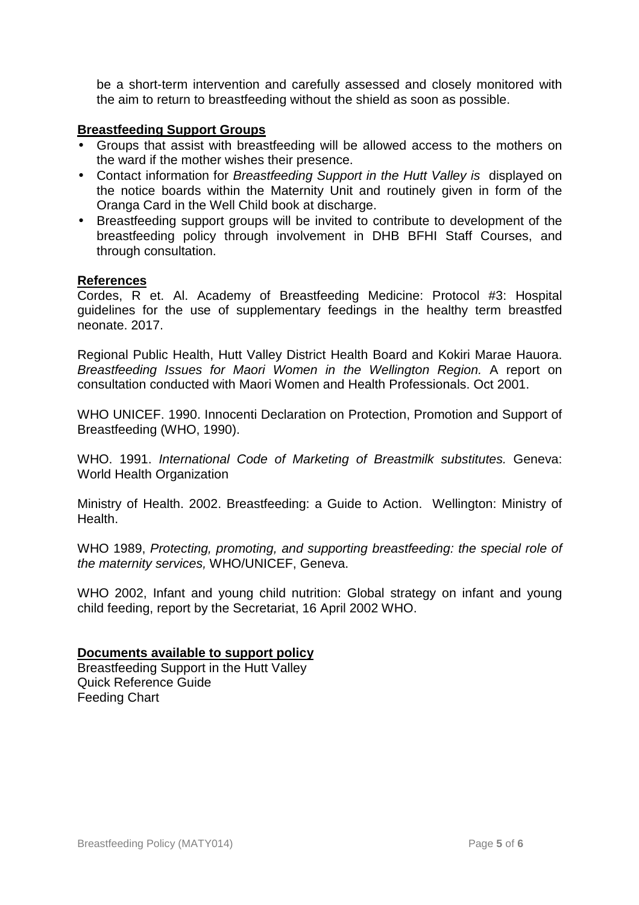be a short-term intervention and carefully assessed and closely monitored with the aim to return to breastfeeding without the shield as soon as possible.

**Breastfeeding Support Groups**

- Groups that assist with breastfeeding will be allowed access to the mothers on the ward if the mother wishes their presence.
- Contact information for *Breastfeeding Support in the Hutt Valley is* displayed on the notice boards within the Maternity Unit and routinely given in form of the Oranga Card in the Well Child book at discharge.
- Breastfeeding support groups will be invited to contribute to development of the breastfeeding policy through involvement in DHB BFHI Staff Courses, and through consultation.

**References**

Cordes, R et. Al. Academy of Breastfeeding Medicine: Protocol #3: Hospital guidelines for the use of supplementary feedings in the healthy term breastfed neonate. 2017.

Regional Public Health, Hutt Valley District Health Board and Kokiri Marae Hauora. *Breastfeeding Issues for Maori Women in the Wellington Region.* A report on consultation conducted with Maori Women and Health Professionals. Oct 2001.

WHO UNICEF. 1990. Innocenti Declaration on Protection, Promotion and Support of Breastfeeding (WHO, 1990).

WHO. 1991. *International Code of Marketing of Breastmilk substitutes.* Geneva: World Health Organization

Ministry of Health. 2002. Breastfeeding: a Guide to Action. Wellington: Ministry of Health.

WHO 1989, *Protecting, promoting, and supporting breastfeeding: the special role of the maternity services,* WHO/UNICEF, Geneva.

WHO 2002, Infant and young child nutrition: Global strategy on infant and young child feeding, report by the Secretariat, 16 April 2002 WHO.

**Documents available to support policy**

Breastfeeding Support in the Hutt Valley
Quick Reference Guide
Feeding Chart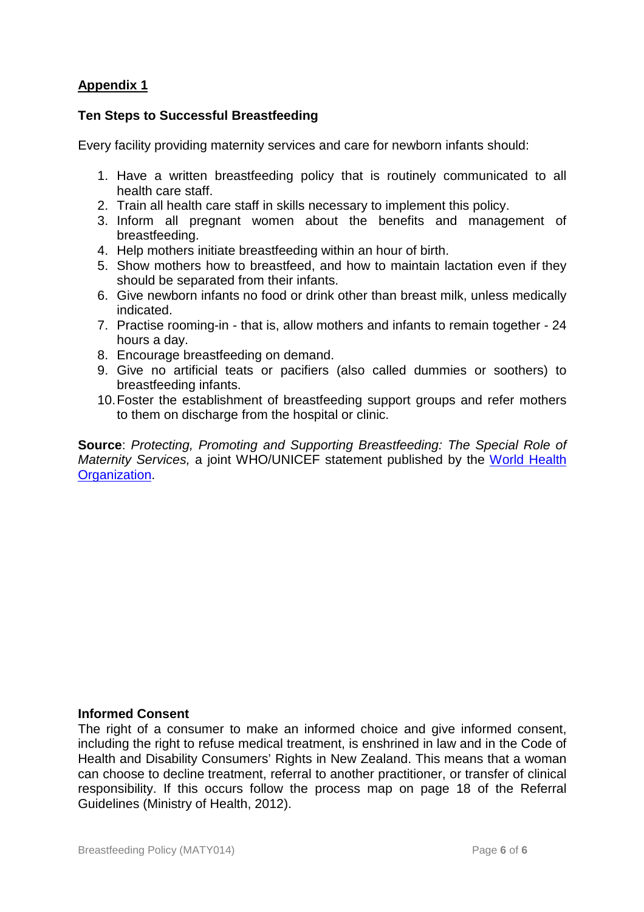## **Appendix 1**

### Ten Steps to Successful Breastfeeding

Every facility providing maternity services and care for newborn infants should:

1. Have a written breastfeeding policy that is routinely communicated to all health care staff.
2. Train all health care staff in skills necessary to implement this policy.
3. Inform all pregnant women about the benefits and management of breastfeeding.
4. Help mothers initiate breastfeeding within an hour of birth.
5. Show mothers how to breastfeed, and how to maintain lactation even if they should be separated from their infants.
6. Give newborn infants no food or drink other than breast milk, unless medically indicated.
7. Practise rooming-in - that is, allow mothers and infants to remain together - 24 hours a day.
8. Encourage breastfeeding on demand.
9. Give no artificial teats or pacifiers (also called dummies or soothers) to breastfeeding infants.
10. Foster the establishment of breastfeeding support groups and refer mothers to them on discharge from the hospital or clinic.

**Source**: *Protecting, Promoting and Supporting Breastfeeding: The Special Role of Maternity Services,* a joint WHO/UNICEF statement published by the World Health Organization.

### Informed Consent

The right of a consumer to make an informed choice and give informed consent, including the right to refuse medical treatment, is enshrined in law and in the Code of Health and Disability Consumers' Rights in New Zealand. This means that a woman can choose to decline treatment, referral to another practitioner, or transfer of clinical responsibility. If this occurs follow the process map on page 18 of the Referral Guidelines (Ministry of Health, 2012).